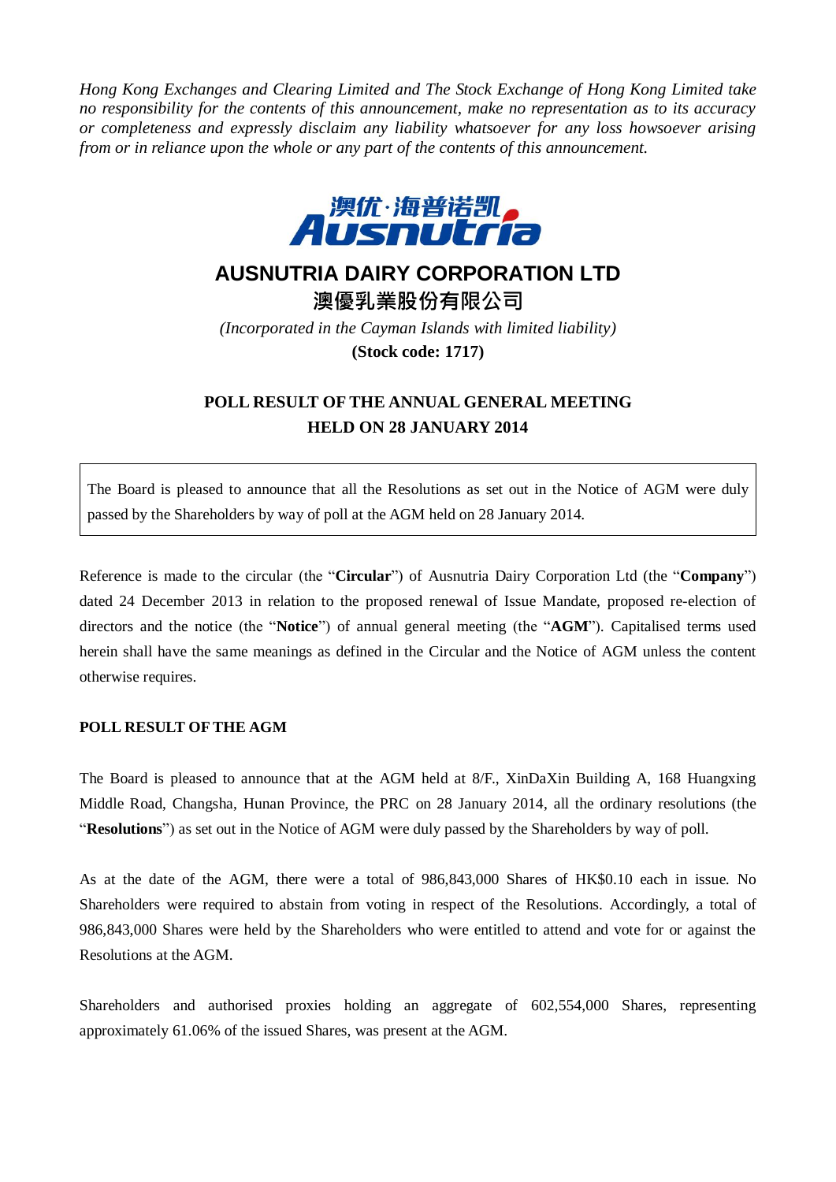*Hong Kong Exchanges and Clearing Limited and The Stock Exchange of Hong Kong Limited take no responsibility for the contents of this announcement, make no representation as to its accuracy or completeness and expressly disclaim any liability whatsoever for any loss howsoever arising from or in reliance upon the whole or any part of the contents of this announcement.*

澳优·海普诺凯 Ausnutria

# AUSNUTRIA DAIRY CORPORATION LTD

# 澳優乳業股份有限公司

*(Incorporated in the Cayman Islands with limited liability)*

**(Stock code: 1717)**

## POLL RESULT OF THE ANNUAL GENERAL MEETING HELD ON 28 JANUARY 2014

The Board is pleased to announce that all the Resolutions as set out in the Notice of AGM were duly passed by the Shareholders by way of poll at the AGM held on 28 January 2014.

Reference is made to the circular (the "**Circular**") of Ausnutria Dairy Corporation Ltd (the "**Company**") dated 24 December 2013 in relation to the proposed renewal of Issue Mandate, proposed re-election of directors and the notice (the "**Notice**") of annual general meeting (the "**AGM**"). Capitalised terms used herein shall have the same meanings as defined in the Circular and the Notice of AGM unless the content otherwise requires.

### POLL RESULT OF THE AGM

The Board is pleased to announce that at the AGM held at 8/F., XinDaXin Building A, 168 Huangxing Middle Road, Changsha, Hunan Province, the PRC on 28 January 2014, all the ordinary resolutions (the "**Resolutions**") as set out in the Notice of AGM were duly passed by the Shareholders by way of poll.

As at the date of the AGM, there were a total of 986,843,000 Shares of HK$0.10 each in issue. No Shareholders were required to abstain from voting in respect of the Resolutions. Accordingly, a total of 986,843,000 Shares were held by the Shareholders who were entitled to attend and vote for or against the Resolutions at the AGM.

Shareholders and authorised proxies holding an aggregate of 602,554,000 Shares, representing approximately 61.06% of the issued Shares, was present at the AGM.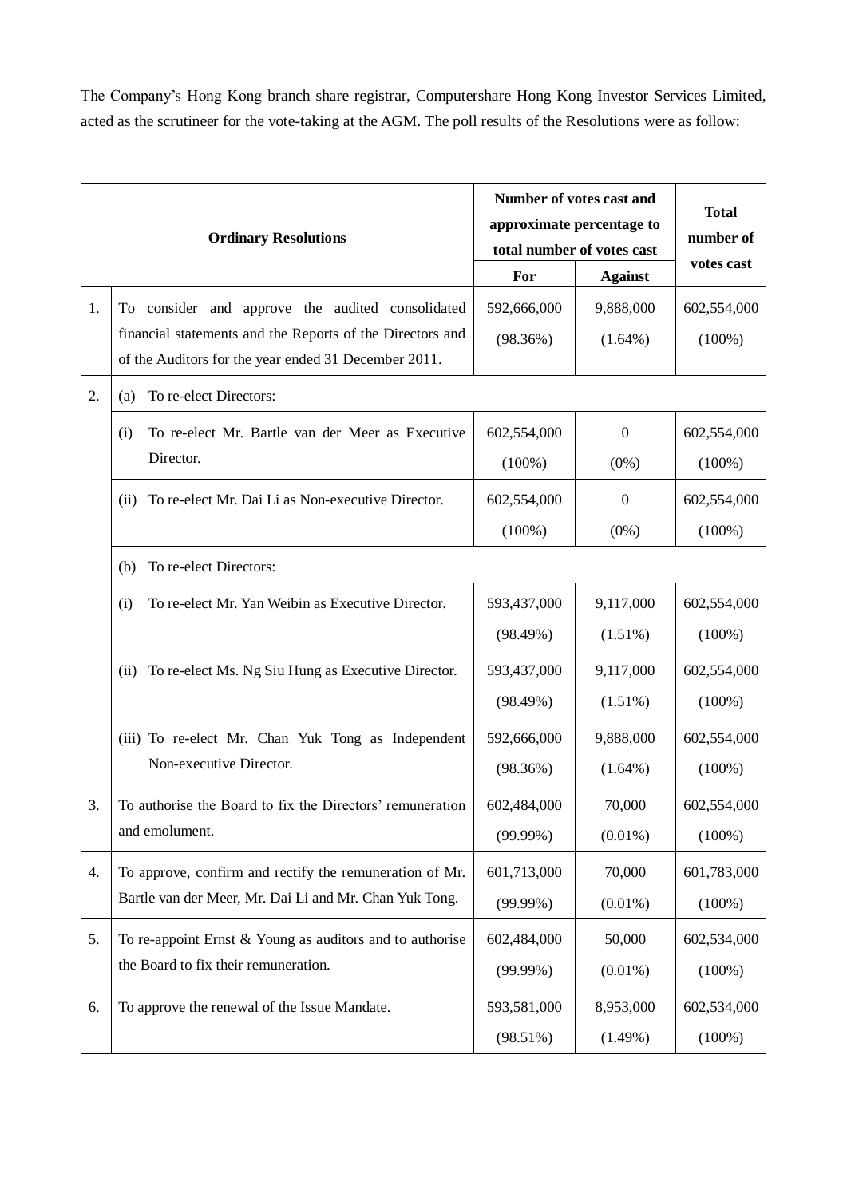The Company's Hong Kong branch share registrar, Computershare Hong Kong Investor Services Limited, acted as the scrutineer for the vote-taking at the AGM. The poll results of the Resolutions were as follow:

| | Ordinary Resolutions | Number of votes cast and approximate percentage to total number of votes cast | | Total number of votes cast |
|---|---|---|---|---|
| | | For | Against | |
| 1. | To consider and approve the audited consolidated financial statements and the Reports of the Directors and of the Auditors for the year ended 31 December 2011. | 592,666,000 (98.36%) | 9,888,000 (1.64%) | 602,554,000 (100%) |
| 2. | (a) To re-elect Directors: | | | |
| | (i) To re-elect Mr. Bartle van der Meer as Executive Director. | 602,554,000 (100%) | 0 (0%) | 602,554,000 (100%) |
| | (ii) To re-elect Mr. Dai Li as Non-executive Director. | 602,554,000 (100%) | 0 (0%) | 602,554,000 (100%) |
| | (b) To re-elect Directors: | | | |
| | (i) To re-elect Mr. Yan Weibin as Executive Director. | 593,437,000 (98.49%) | 9,117,000 (1.51%) | 602,554,000 (100%) |
| | (ii) To re-elect Ms. Ng Siu Hung as Executive Director. | 593,437,000 (98.49%) | 9,117,000 (1.51%) | 602,554,000 (100%) |
| | (iii) To re-elect Mr. Chan Yuk Tong as Independent Non-executive Director. | 592,666,000 (98.36%) | 9,888,000 (1.64%) | 602,554,000 (100%) |
| 3. | To authorise the Board to fix the Directors' remuneration and emolument. | 602,484,000 (99.99%) | 70,000 (0.01%) | 602,554,000 (100%) |
| 4. | To approve, confirm and rectify the remuneration of Mr. Bartle van der Meer, Mr. Dai Li and Mr. Chan Yuk Tong. | 601,713,000 (99.99%) | 70,000 (0.01%) | 601,783,000 (100%) |
| 5. | To re-appoint Ernst & Young as auditors and to authorise the Board to fix their remuneration. | 602,484,000 (99.99%) | 50,000 (0.01%) | 602,534,000 (100%) |
| 6. | To approve the renewal of the Issue Mandate. | 593,581,000 (98.51%) | 8,953,000 (1.49%) | 602,534,000 (100%) |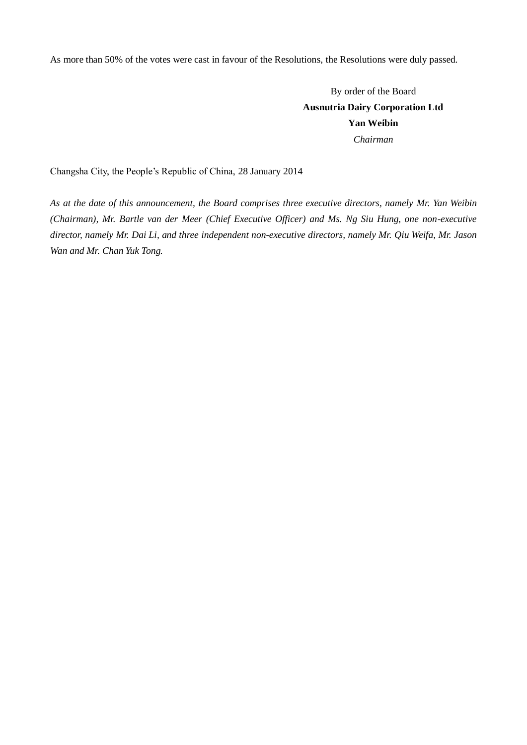As more than 50% of the votes were cast in favour of the Resolutions, the Resolutions were duly passed.

By order of the Board
**Ausnutria Dairy Corporation Ltd**
**Yan Weibin**
*Chairman*

Changsha City, the People's Republic of China, 28 January 2014

*As at the date of this announcement, the Board comprises three executive directors, namely Mr. Yan Weibin (Chairman), Mr. Bartle van der Meer (Chief Executive Officer) and Ms. Ng Siu Hung, one non-executive director, namely Mr. Dai Li, and three independent non-executive directors, namely Mr. Qiu Weifa, Mr. Jason Wan and Mr. Chan Yuk Tong.*